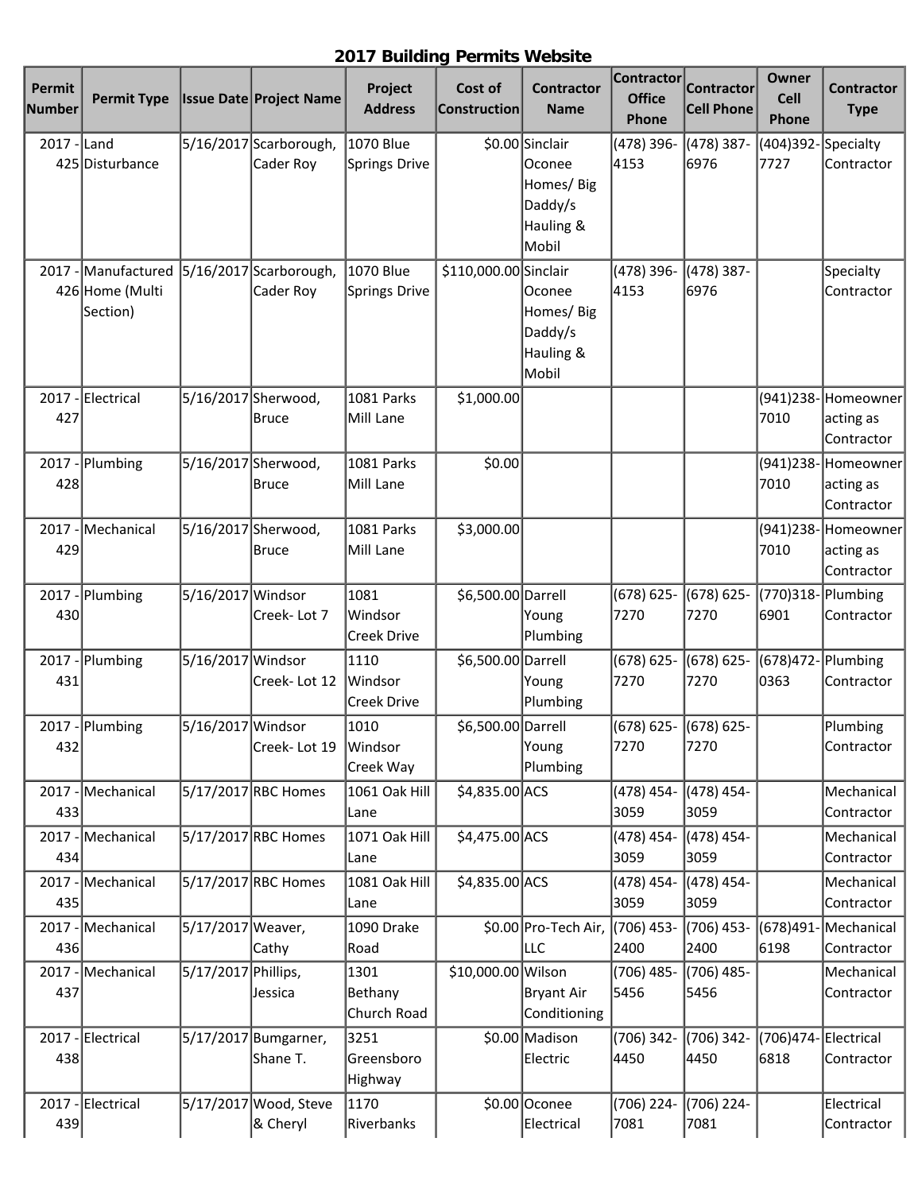# 2017 Building Permits Website

| Permit Number | Permit Type | Issue Date | Project Name | Project Address | Cost of Construction | Contractor Name | Contractor Office Phone | Contractor Cell Phone | Owner Cell Phone | Contractor Type |
|---|---|---|---|---|---|---|---|---|---|---|
| 2017 - 425 | Land Disturbance | 5/16/2017 | Scarborough, Cader Roy | 1070 Blue Springs Drive | $0.00 | Sinclair Oconee Homes/ Big Daddy/s Hauling & Mobil | (478) 396-4153 | (478) 387-6976 | (404)392-7727 | Specialty Contractor |
| 2017 - 426 | Manufactured Home (Multi Section) | 5/16/2017 | Scarborough, Cader Roy | 1070 Blue Springs Drive | $110,000.00 | Sinclair Oconee Homes/ Big Daddy/s Hauling & Mobil | (478) 396-4153 | (478) 387-6976 | | Specialty Contractor |
| 2017 - 427 | Electrical | 5/16/2017 | Sherwood, Bruce | 1081 Parks Mill Lane | $1,000.00 | | | | (941)238-7010 | Homeowner acting as Contractor |
| 2017 - 428 | Plumbing | 5/16/2017 | Sherwood, Bruce | 1081 Parks Mill Lane | $0.00 | | | | (941)238-7010 | Homeowner acting as Contractor |
| 2017 - 429 | Mechanical | 5/16/2017 | Sherwood, Bruce | 1081 Parks Mill Lane | $3,000.00 | | | | (941)238-7010 | Homeowner acting as Contractor |
| 2017 - 430 | Plumbing | 5/16/2017 | Windsor Creek- Lot 7 | 1081 Windsor Creek Drive | $6,500.00 | Darrell Young Plumbing | (678) 625-7270 | (678) 625-7270 | (770)318-6901 | Plumbing Contractor |
| 2017 - 431 | Plumbing | 5/16/2017 | Windsor Creek- Lot 12 | 1110 Windsor Creek Drive | $6,500.00 | Darrell Young Plumbing | (678) 625-7270 | (678) 625-7270 | (678)472-0363 | Plumbing Contractor |
| 2017 - 432 | Plumbing | 5/16/2017 | Windsor Creek- Lot 19 | 1010 Windsor Creek Way | $6,500.00 | Darrell Young Plumbing | (678) 625-7270 | (678) 625-7270 | | Plumbing Contractor |
| 2017 - 433 | Mechanical | 5/17/2017 | RBC Homes | 1061 Oak Hill Lane | $4,835.00 | ACS | (478) 454-3059 | (478) 454-3059 | | Mechanical Contractor |
| 2017 - 434 | Mechanical | 5/17/2017 | RBC Homes | 1071 Oak Hill Lane | $4,475.00 | ACS | (478) 454-3059 | (478) 454-3059 | | Mechanical Contractor |
| 2017 - 435 | Mechanical | 5/17/2017 | RBC Homes | 1081 Oak Hill Lane | $4,835.00 | ACS | (478) 454-3059 | (478) 454-3059 | | Mechanical Contractor |
| 2017 - 436 | Mechanical | 5/17/2017 | Weaver, Cathy | 1090 Drake Road | $0.00 | Pro-Tech Air, LLC | (706) 453-2400 | (706) 453-2400 | (678)491-6198 | Mechanical Contractor |
| 2017 - 437 | Mechanical | 5/17/2017 | Phillips, Jessica | 1301 Bethany Church Road | $10,000.00 | Wilson Bryant Air Conditioning | (706) 485-5456 | (706) 485-5456 | | Mechanical Contractor |
| 2017 - 438 | Electrical | 5/17/2017 | Bumgarner, Shane T. | 3251 Greensboro Highway | $0.00 | Madison Electric | (706) 342-4450 | (706) 342-4450 | (706)474-6818 | Electrical Contractor |
| 2017 - 439 | Electrical | 5/17/2017 | Wood, Steve & Cheryl | 1170 Riverbanks | $0.00 | Oconee Electrical | (706) 224-7081 | (706) 224-7081 | | Electrical Contractor |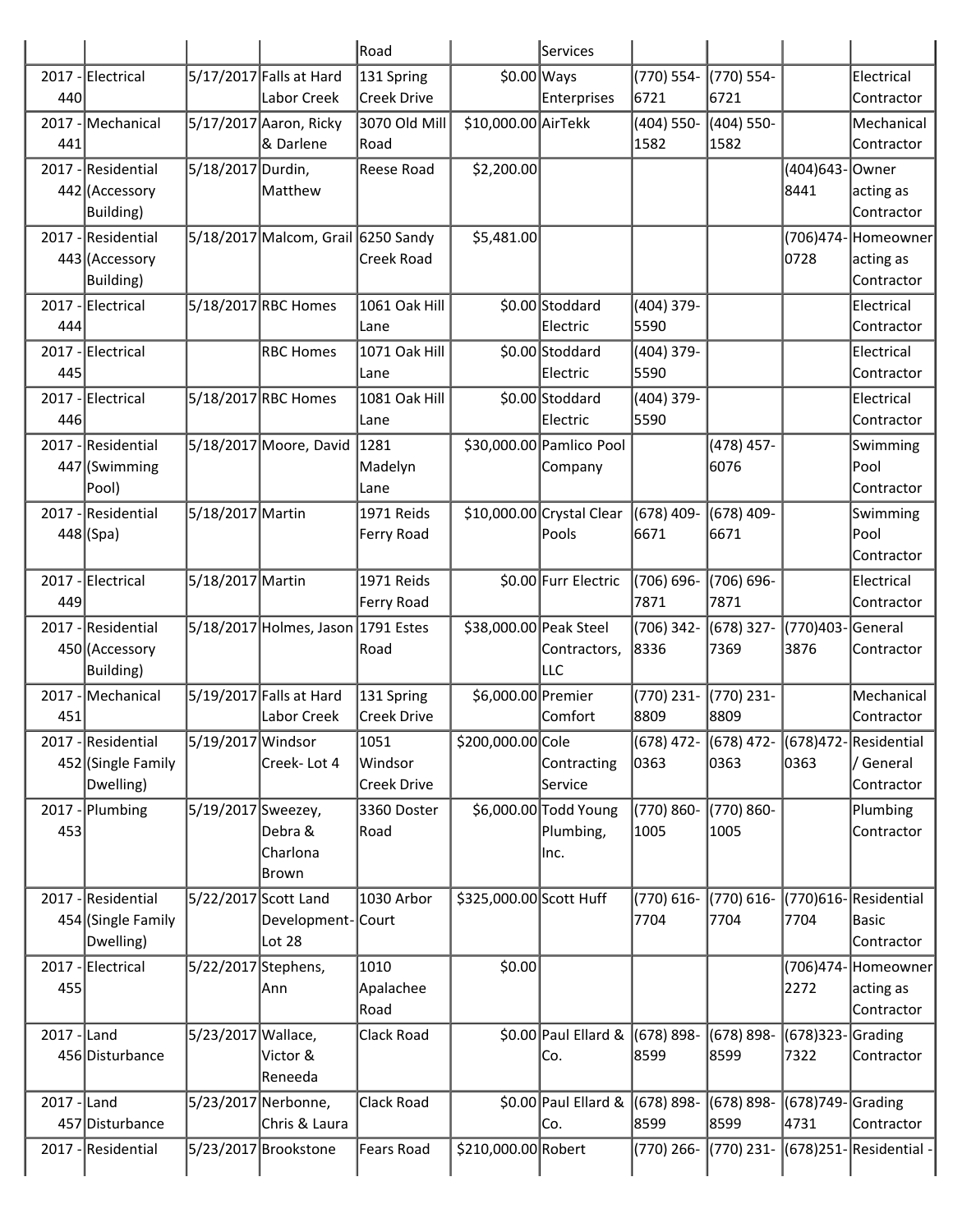| | | | | Road | | Services | | | | |
|---|---|---|---|---|---|---|---|---|---|---|
| 2017 - 440 | Electrical | 5/17/2017 | Falls at Hard Labor Creek | 131 Spring Creek Drive | $0.00 | Ways Enterprises | (770) 554-6721 | (770) 554-6721 | | Electrical Contractor |
| 2017 - 441 | Mechanical | 5/17/2017 | Aaron, Ricky & Darlene | 3070 Old Mill Road | $10,000.00 | AirTekk | (404) 550-1582 | (404) 550-1582 | | Mechanical Contractor |
| 2017 - 442 | Residential (Accessory Building) | 5/18/2017 | Durdin, Matthew | Reese Road | $2,200.00 | | | | (404)643-8441 | Owner acting as Contractor |
| 2017 - 443 | Residential (Accessory Building) | 5/18/2017 | Malcom, Grail | 6250 Sandy Creek Road | $5,481.00 | | | | (706)474-0728 | Homeowner acting as Contractor |
| 2017 - 444 | Electrical | 5/18/2017 | RBC Homes | 1061 Oak Hill Lane | $0.00 | Stoddard Electric | (404) 379-5590 | | | Electrical Contractor |
| 2017 - 445 | Electrical | | RBC Homes | 1071 Oak Hill Lane | $0.00 | Stoddard Electric | (404) 379-5590 | | | Electrical Contractor |
| 2017 - 446 | Electrical | 5/18/2017 | RBC Homes | 1081 Oak Hill Lane | $0.00 | Stoddard Electric | (404) 379-5590 | | | Electrical Contractor |
| 2017 - 447 | Residential (Swimming Pool) | 5/18/2017 | Moore, David | 1281 Madelyn Lane | $30,000.00 | Pamlico Pool Company | | (478) 457-6076 | | Swimming Pool Contractor |
| 2017 - 448 | Residential (Spa) | 5/18/2017 | Martin | 1971 Reids Ferry Road | $10,000.00 | Crystal Clear Pools | (678) 409-6671 | (678) 409-6671 | | Swimming Pool Contractor |
| 2017 - 449 | Electrical | 5/18/2017 | Martin | 1971 Reids Ferry Road | $0.00 | Furr Electric | (706) 696-7871 | (706) 696-7871 | | Electrical Contractor |
| 2017 - 450 | Residential (Accessory Building) | 5/18/2017 | Holmes, Jason | 1791 Estes Road | $38,000.00 | Peak Steel Contractors, LLC | (706) 342-8336 | (678) 327-7369 | (770)403-3876 | General Contractor |
| 2017 - 451 | Mechanical | 5/19/2017 | Falls at Hard Labor Creek | 131 Spring Creek Drive | $6,000.00 | Premier Comfort | (770) 231-8809 | (770) 231-8809 | | Mechanical Contractor |
| 2017 - 452 | Residential (Single Family Dwelling) | 5/19/2017 | Windsor Creek- Lot 4 | 1051 Windsor Creek Drive | $200,000.00 | Cole Contracting Service | (678) 472-0363 | (678) 472-0363 | (678)472-0363 | Residential / General Contractor |
| 2017 - 453 | Plumbing | 5/19/2017 | Sweezey, Debra & Charlona Brown | 3360 Doster Road | $6,000.00 | Todd Young Plumbing, Inc. | (770) 860-1005 | (770) 860-1005 | | Plumbing Contractor |
| 2017 - 454 | Residential (Single Family Dwelling) | 5/22/2017 | Scott Land Development- Lot 28 | 1030 Arbor Court | $325,000.00 | Scott Huff | (770) 616-7704 | (770) 616-7704 | (770)616-7704 | Residential Basic Contractor |
| 2017 - 455 | Electrical | 5/22/2017 | Stephens, Ann | 1010 Apalachee Road | $0.00 | | | | (706)474-2272 | Homeowner acting as Contractor |
| 2017 - 456 | Land Disturbance | 5/23/2017 | Wallace, Victor & Reneeda | Clack Road | $0.00 | Paul Ellard & Co. | (678) 898-8599 | (678) 898-8599 | (678)323-7322 | Grading Contractor |
| 2017 - 457 | Land Disturbance | 5/23/2017 | Nerbonne, Chris & Laura | Clack Road | $0.00 | Paul Ellard & Co. | (678) 898-8599 | (678) 898-8599 | (678)749-4731 | Grading Contractor |
| 2017 - | Residential | 5/23/2017 | Brookstone | Fears Road | $210,000.00 | Robert | (770) 266- | (770) 231- | (678)251- | Residential - |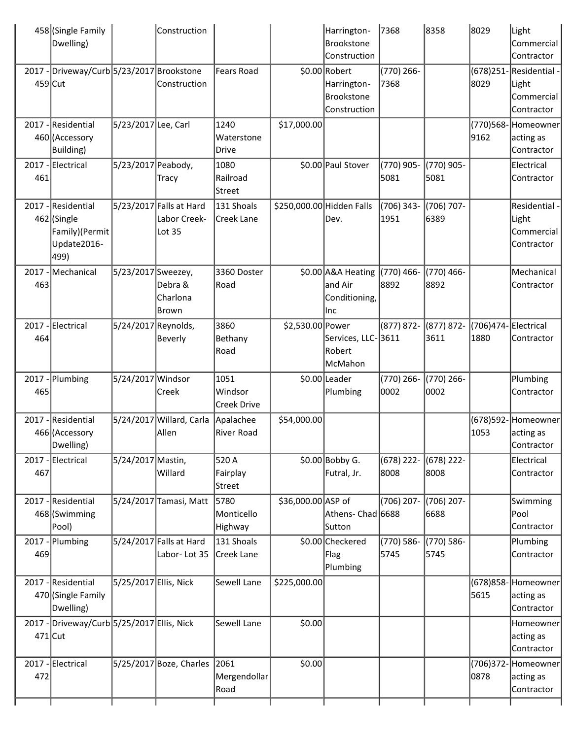| 458 | (Single Family Dwelling) | | Construction | | | Harrington-Brookstone Construction | 7368 | 8358 | 8029 | Light Commercial Contractor |
|---|---|---|---|---|---|---|---|---|---|---|
| 2017 - 459 | Driveway/Curb Cut | 5/23/2017 | Brookstone Construction | Fears Road | $0.00 | Robert Harrington-Brookstone Construction | (770) 266-7368 | | (678)251-8029 | Residential - Light Commercial Contractor |
| 2017 - 460 | Residential (Accessory Building) | 5/23/2017 | Lee, Carl | 1240 Waterstone Drive | $17,000.00 | | | | (770)568-9162 | Homeowner acting as Contractor |
| 2017 - 461 | Electrical | 5/23/2017 | Peabody, Tracy | 1080 Railroad Street | $0.00 | Paul Stover | (770) 905-5081 | (770) 905-5081 | | Electrical Contractor |
| 2017 - 462 | Residential (Single Family)(Permit Update2016-499) | 5/23/2017 | Falls at Hard Labor Creek-Lot 35 | 131 Shoals Creek Lane | $250,000.00 | Hidden Falls Dev. | (706) 343-1951 | (706) 707-6389 | | Residential - Light Commercial Contractor |
| 2017 - 463 | Mechanical | 5/23/2017 | Sweezey, Debra & Charlona Brown | 3360 Doster Road | $0.00 | A&A Heating and Air Conditioning, Inc | (770) 466-8892 | (770) 466-8892 | | Mechanical Contractor |
| 2017 - 464 | Electrical | 5/24/2017 | Reynolds, Beverly | 3860 Bethany Road | $2,530.00 | Power Services, LLC-Robert McMahon | (877) 872-3611 | (877) 872-3611 | (706)474-1880 | Electrical Contractor |
| 2017 - 465 | Plumbing | 5/24/2017 | Windsor Creek | 1051 Windsor Creek Drive | $0.00 | Leader Plumbing | (770) 266-0002 | (770) 266-0002 | | Plumbing Contractor |
| 2017 - 466 | Residential (Accessory Dwelling) | 5/24/2017 | Willard, Carla Allen | Apalachee River Road | $54,000.00 | | | | (678)592-1053 | Homeowner acting as Contractor |
| 2017 - 467 | Electrical | 5/24/2017 | Mastin, Willard | 520 A Fairplay Street | $0.00 | Bobby G. Futral, Jr. | (678) 222-8008 | (678) 222-8008 | | Electrical Contractor |
| 2017 - 468 | Residential (Swimming Pool) | 5/24/2017 | Tamasi, Matt | 5780 Monticello Highway | $36,000.00 | ASP of Athens- Chad Sutton | (706) 207-6688 | (706) 207-6688 | | Swimming Pool Contractor |
| 2017 - 469 | Plumbing | 5/24/2017 | Falls at Hard Labor- Lot 35 | 131 Shoals Creek Lane | $0.00 | Checkered Flag Plumbing | (770) 586-5745 | (770) 586-5745 | | Plumbing Contractor |
| 2017 - 470 | Residential (Single Family Dwelling) | 5/25/2017 | Ellis, Nick | Sewell Lane | $225,000.00 | | | | (678)858-5615 | Homeowner acting as Contractor |
| 2017 - 471 | Driveway/Curb Cut | 5/25/2017 | Ellis, Nick | Sewell Lane | $0.00 | | | | | Homeowner acting as Contractor |
| 2017 - 472 | Electrical | 5/25/2017 | Boze, Charles | 2061 Mergendollar Road | $0.00 | | | | (706)372-0878 | Homeowner acting as Contractor |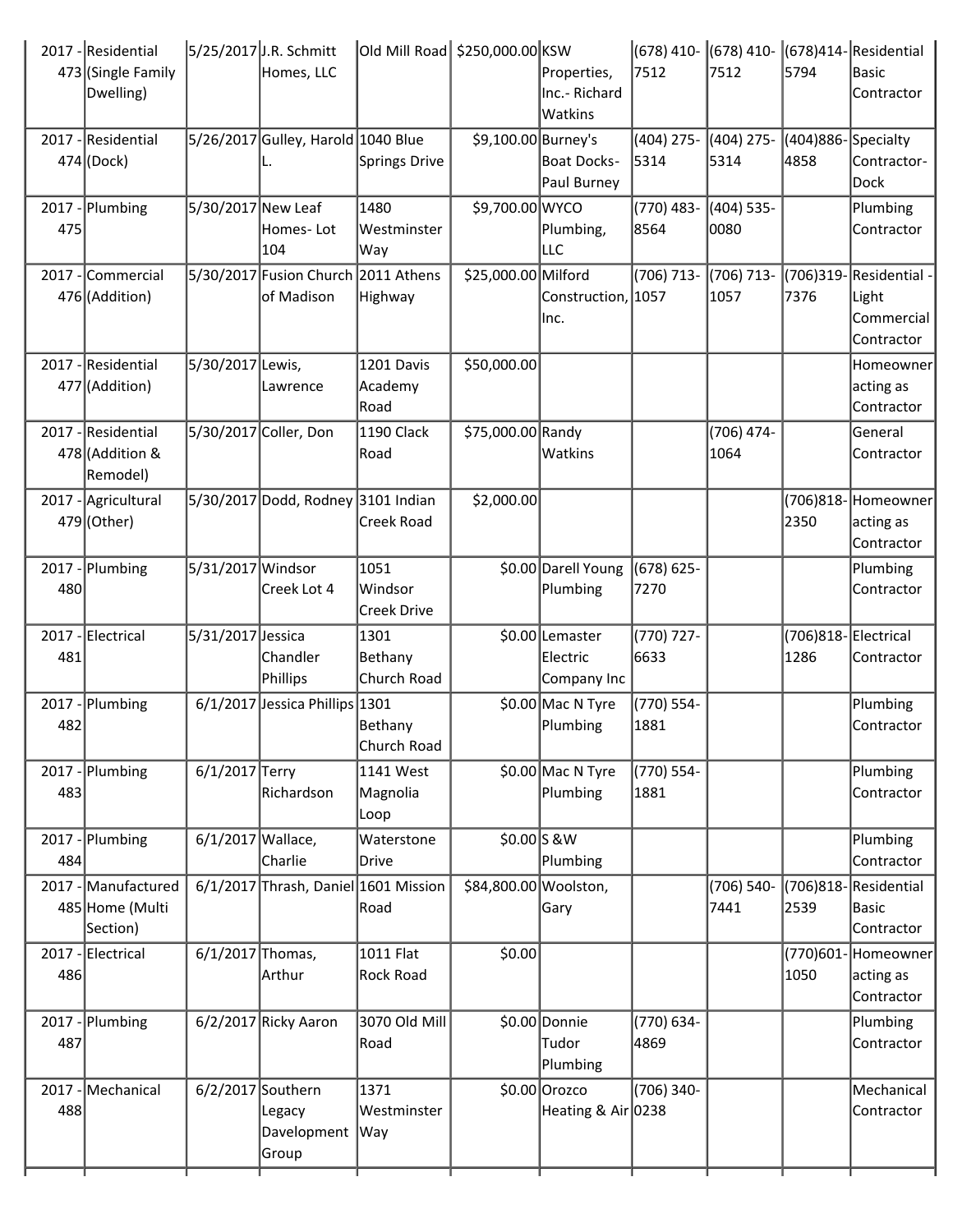| | | | | | | | | | | |
|---|---|---|---|---|---|---|---|---|---|---|
| 2017 - 473 | Residential (Single Family Dwelling) | 5/25/2017 | J.R. Schmitt Homes, LLC | Old Mill Road | $250,000.00 | KSW Properties, Inc.- Richard Watkins | (678) 410-7512 | (678) 410-7512 | (678)414-5794 | Residential Basic Contractor |
| 2017 - 474 | Residential (Dock) | 5/26/2017 | Gulley, Harold L. | 1040 Blue Springs Drive | $9,100.00 | Burney's Boat Docks- Paul Burney | (404) 275-5314 | (404) 275-5314 | (404)886-4858 | Specialty Contractor-Dock |
| 2017 - 475 | Plumbing | 5/30/2017 | New Leaf Homes- Lot 104 | 1480 Westminster Way | $9,700.00 | WYCO Plumbing, LLC | (770) 483-8564 | (404) 535-0080 | | Plumbing Contractor |
| 2017 - 476 | Commercial (Addition) | 5/30/2017 | Fusion Church of Madison | 2011 Athens Highway | $25,000.00 | Milford Construction, Inc. | (706) 713-1057 | (706) 713-1057 | (706)319-7376 | Residential - Light Commercial Contractor |
| 2017 - 477 | Residential (Addition) | 5/30/2017 | Lewis, Lawrence | 1201 Davis Academy Road | $50,000.00 | | | | | Homeowner acting as Contractor |
| 2017 - 478 | Residential (Addition & Remodel) | 5/30/2017 | Coller, Don | 1190 Clack Road | $75,000.00 | Randy Watkins | | (706) 474-1064 | | General Contractor |
| 2017 - 479 | Agricultural (Other) | 5/30/2017 | Dodd, Rodney | 3101 Indian Creek Road | $2,000.00 | | | | (706)818-2350 | Homeowner acting as Contractor |
| 2017 - 480 | Plumbing | 5/31/2017 | Windsor Creek Lot 4 | 1051 Windsor Creek Drive | $0.00 | Darell Young Plumbing | (678) 625-7270 | | | Plumbing Contractor |
| 2017 - 481 | Electrical | 5/31/2017 | Jessica Chandler Phillips | 1301 Bethany Church Road | $0.00 | Lemaster Electric Company Inc | (770) 727-6633 | | (706)818-1286 | Electrical Contractor |
| 2017 - 482 | Plumbing | 6/1/2017 | Jessica Phillips | 1301 Bethany Church Road | $0.00 | Mac N Tyre Plumbing | (770) 554-1881 | | | Plumbing Contractor |
| 2017 - 483 | Plumbing | 6/1/2017 | Terry Richardson | 1141 West Magnolia Loop | $0.00 | Mac N Tyre Plumbing | (770) 554-1881 | | | Plumbing Contractor |
| 2017 - 484 | Plumbing | 6/1/2017 | Wallace, Charlie | Waterstone Drive | $0.00 | S &W Plumbing | | | | Plumbing Contractor |
| 2017 - 485 | Manufactured Home (Multi Section) | 6/1/2017 | Thrash, Daniel | 1601 Mission Road | $84,800.00 | Woolston, Gary | | (706) 540-7441 | (706)818-2539 | Residential Basic Contractor |
| 2017 - 486 | Electrical | 6/1/2017 | Thomas, Arthur | 1011 Flat Rock Road | $0.00 | | | | (770)601-1050 | Homeowner acting as Contractor |
| 2017 - 487 | Plumbing | 6/2/2017 | Ricky Aaron | 3070 Old Mill Road | $0.00 | Donnie Tudor Plumbing | (770) 634-4869 | | | Plumbing Contractor |
| 2017 - 488 | Mechanical | 6/2/2017 | Southern Legacy Davelopment Group | 1371 Westminster Way | $0.00 | Orozco Heating & Air | (706) 340-0238 | | | Mechanical Contractor |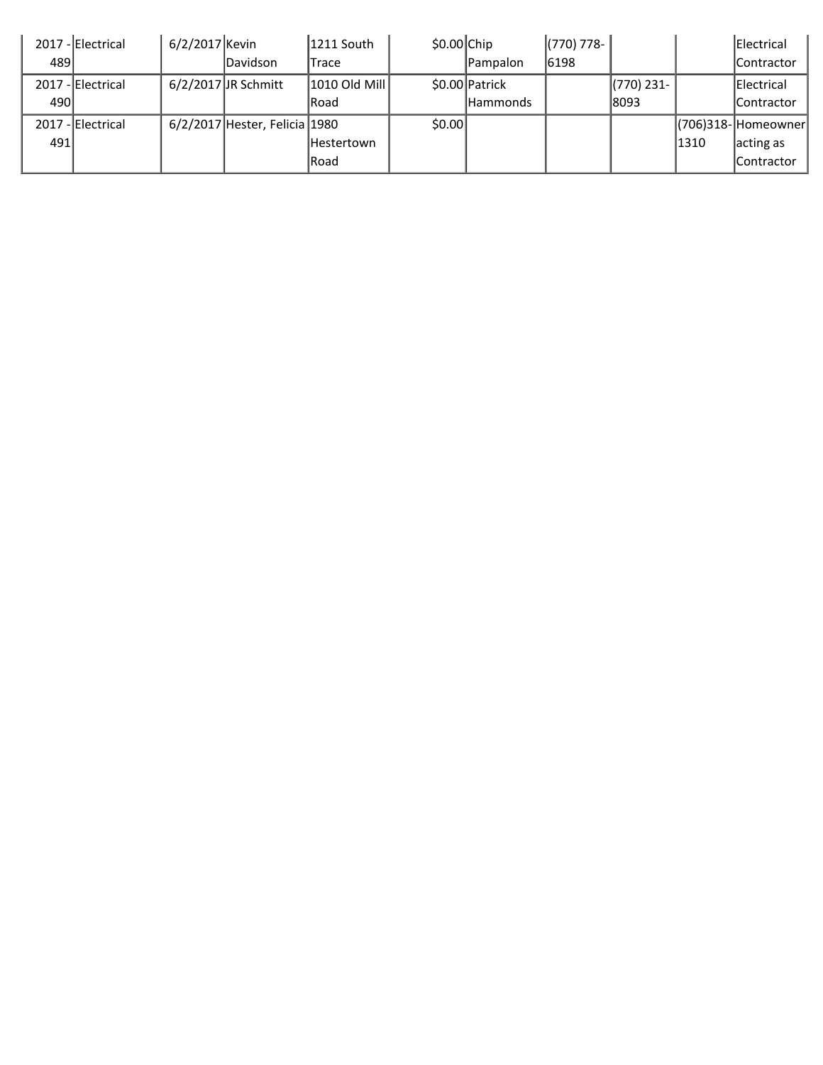| | | | | | | | | | | |
|---|---|---|---|---|---|---|---|---|---|---|
| 2017 - 489 | Electrical | 6/2/2017 | Kevin Davidson | 1211 South Trace | $0.00 | Chip Pampalon | (770) 778-6198 | | | Electrical Contractor |
| 2017 - 490 | Electrical | 6/2/2017 | JR Schmitt | 1010 Old Mill Road | $0.00 | Patrick Hammonds | | (770) 231-8093 | | Electrical Contractor |
| 2017 - 491 | Electrical | 6/2/2017 | Hester, Felicia | 1980 Hestertown Road | $0.00 | | | | (706)318-1310 | Homeowner acting as Contractor |